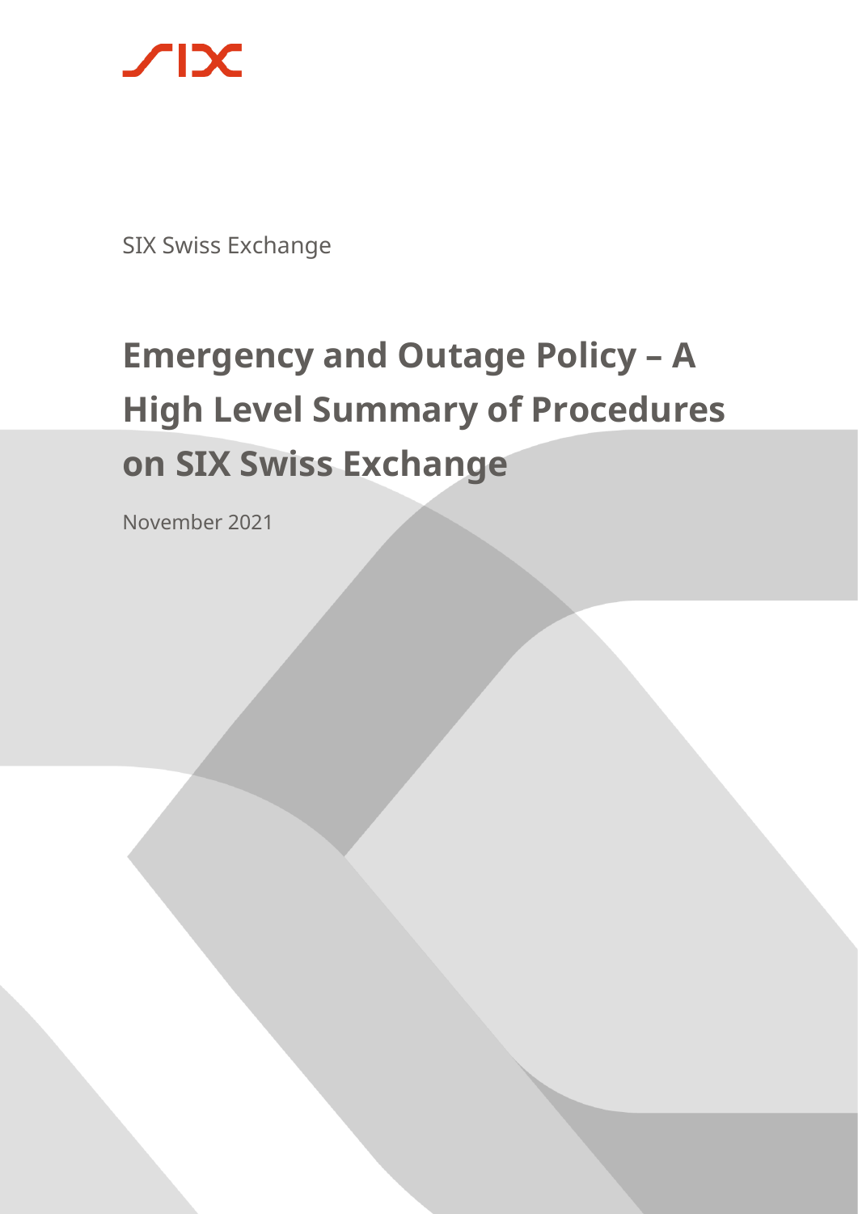SIX Swiss Exchange

# Emergency and Outage Policy – A High Level Summary of Procedures on SIX Swiss Exchange

November 2021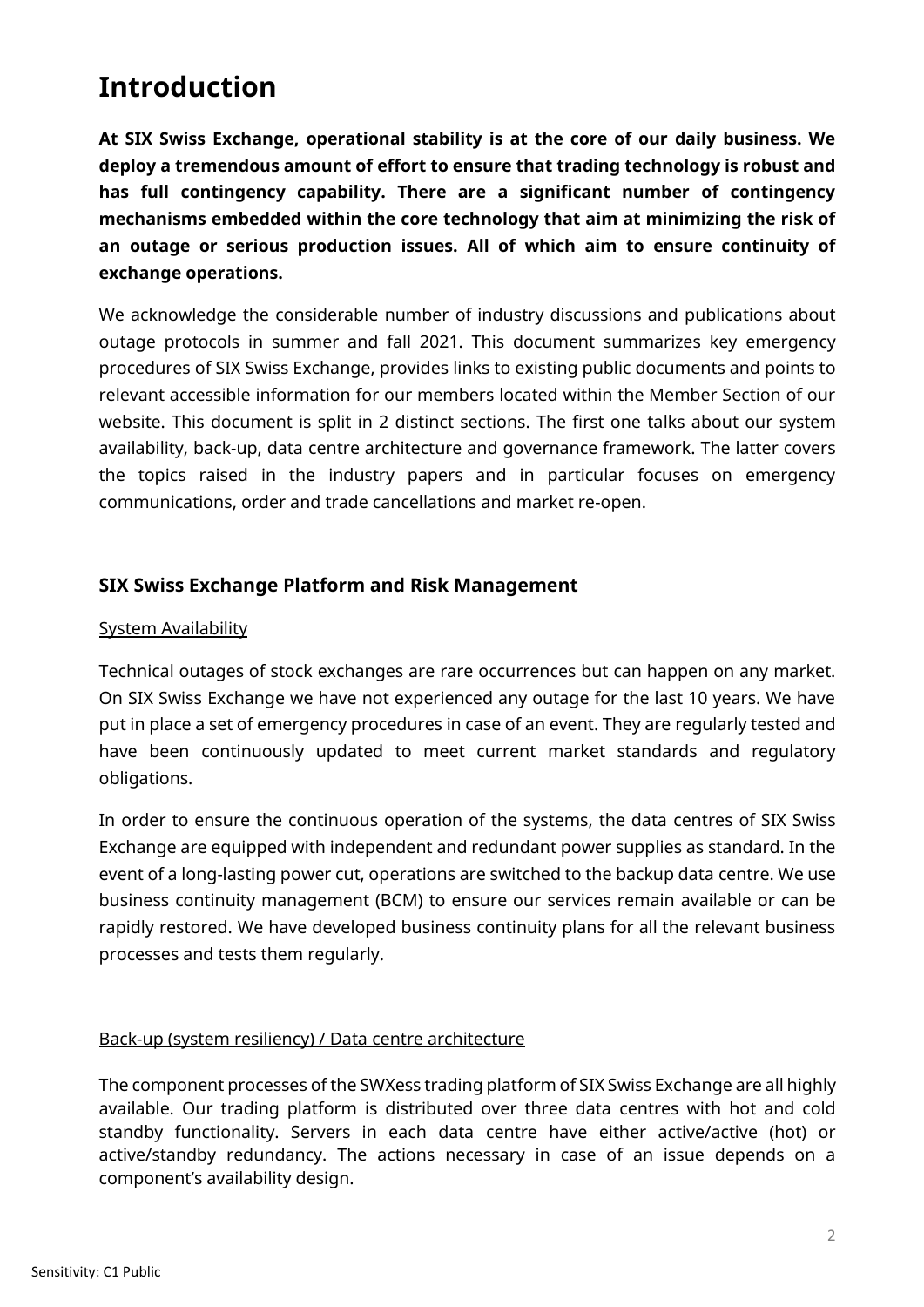# Introduction

**At SIX Swiss Exchange, operational stability is at the core of our daily business. We deploy a tremendous amount of effort to ensure that trading technology is robust and has full contingency capability. There are a significant number of contingency mechanisms embedded within the core technology that aim at minimizing the risk of an outage or serious production issues. All of which aim to ensure continuity of exchange operations.**

We acknowledge the considerable number of industry discussions and publications about outage protocols in summer and fall 2021. This document summarizes key emergency procedures of SIX Swiss Exchange, provides links to existing public documents and points to relevant accessible information for our members located within the Member Section of our website. This document is split in 2 distinct sections. The first one talks about our system availability, back-up, data centre architecture and governance framework. The latter covers the topics raised in the industry papers and in particular focuses on emergency communications, order and trade cancellations and market re-open.

### SIX Swiss Exchange Platform and Risk Management

System Availability

Technical outages of stock exchanges are rare occurrences but can happen on any market. On SIX Swiss Exchange we have not experienced any outage for the last 10 years. We have put in place a set of emergency procedures in case of an event. They are regularly tested and have been continuously updated to meet current market standards and regulatory obligations.

In order to ensure the continuous operation of the systems, the data centres of SIX Swiss Exchange are equipped with independent and redundant power supplies as standard. In the event of a long-lasting power cut, operations are switched to the backup data centre. We use business continuity management (BCM) to ensure our services remain available or can be rapidly restored. We have developed business continuity plans for all the relevant business processes and tests them regularly.

Back-up (system resiliency) / Data centre architecture

The component processes of the SWXess trading platform of SIX Swiss Exchange are all highly available. Our trading platform is distributed over three data centres with hot and cold standby functionality. Servers in each data centre have either active/active (hot) or active/standby redundancy. The actions necessary in case of an issue depends on a component's availability design.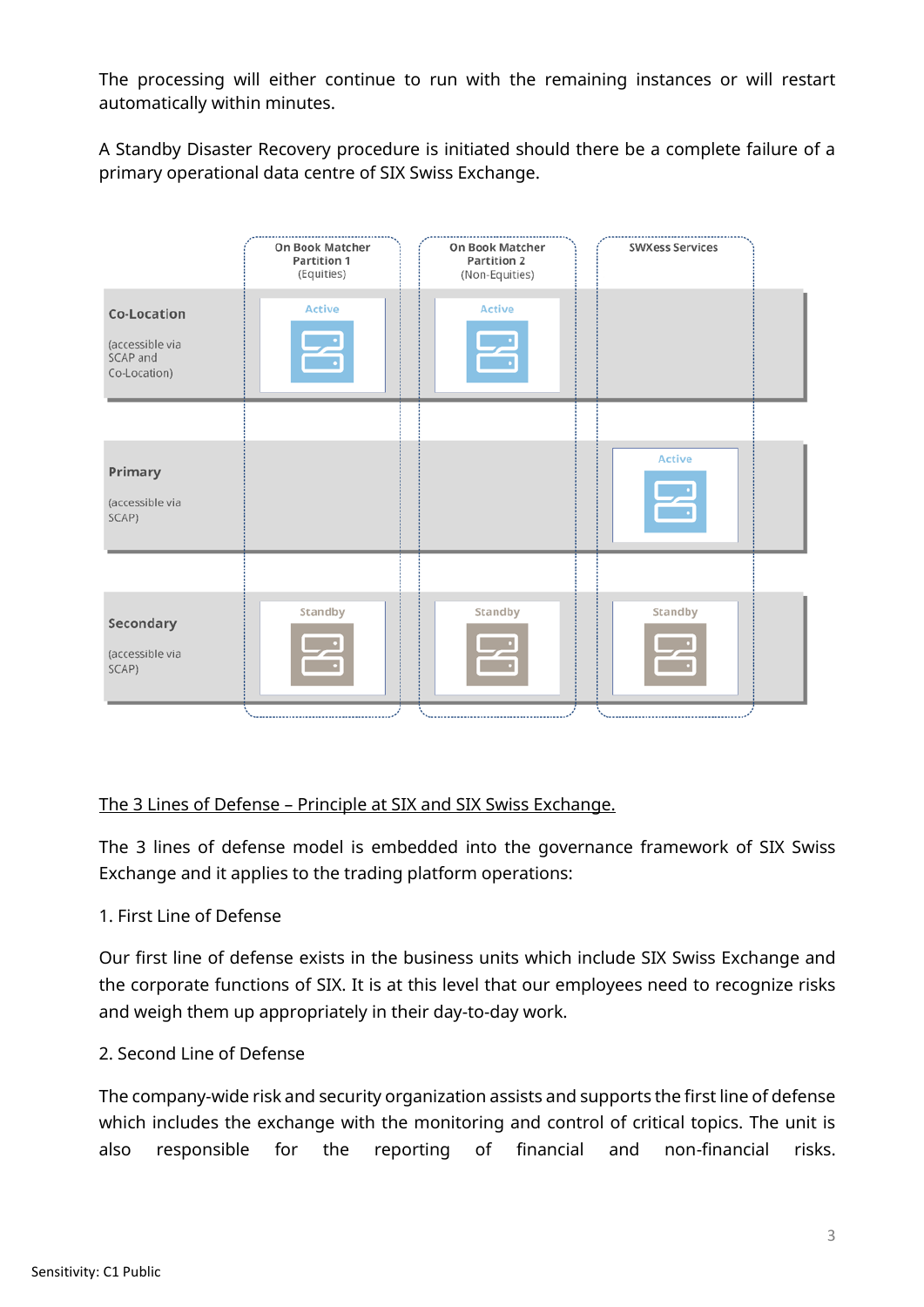The processing will either continue to run with the remaining instances or will restart automatically within minutes.

A Standby Disaster Recovery procedure is initiated should there be a complete failure of a primary operational data centre of SIX Swiss Exchange.

| | On Book Matcher Partition 1 (Equities) | On Book Matcher Partition 2 (Non-Equities) | SWXess Services |
|---|---|---|---|
| **Co-Location** (accessible via SCAP and Co-Location) | Active | Active | |
| **Primary** (accessible via SCAP) | | | Active |
| **Secondary** (accessible via SCAP) | Standby | Standby | Standby |

<u>The 3 Lines of Defense – Principle at SIX and SIX Swiss Exchange.</u>

The 3 lines of defense model is embedded into the governance framework of SIX Swiss Exchange and it applies to the trading platform operations:

1. First Line of Defense

Our first line of defense exists in the business units which include SIX Swiss Exchange and the corporate functions of SIX. It is at this level that our employees need to recognize risks and weigh them up appropriately in their day-to-day work.

2. Second Line of Defense

The company-wide risk and security organization assists and supports the first line of defense which includes the exchange with the monitoring and control of critical topics. The unit is also responsible for the reporting of financial and non-financial risks.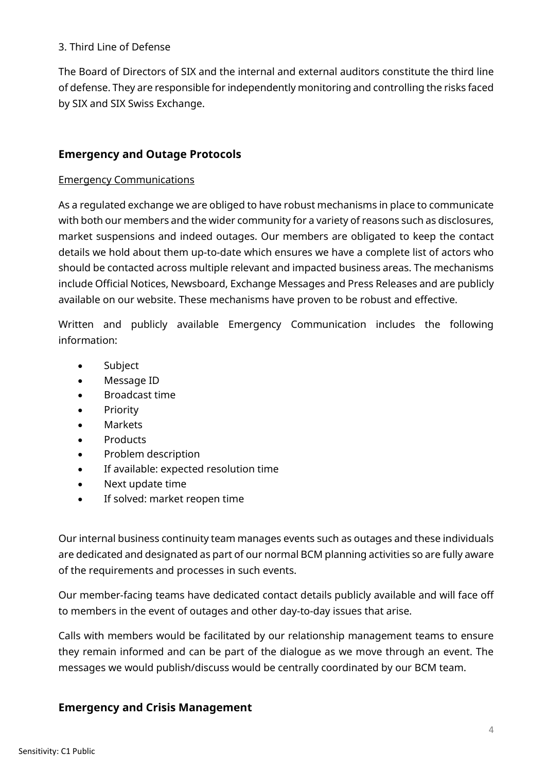3. Third Line of Defense

The Board of Directors of SIX and the internal and external auditors constitute the third line of defense. They are responsible for independently monitoring and controlling the risks faced by SIX and SIX Swiss Exchange.

## Emergency and Outage Protocols

Emergency Communications

As a regulated exchange we are obliged to have robust mechanisms in place to communicate with both our members and the wider community for a variety of reasons such as disclosures, market suspensions and indeed outages. Our members are obligated to keep the contact details we hold about them up-to-date which ensures we have a complete list of actors who should be contacted across multiple relevant and impacted business areas. The mechanisms include Official Notices, Newsboard, Exchange Messages and Press Releases and are publicly available on our website. These mechanisms have proven to be robust and effective.

Written and publicly available Emergency Communication includes the following information:

- Subject
- Message ID
- Broadcast time
- Priority
- Markets
- Products
- Problem description
- If available: expected resolution time
- Next update time
- If solved: market reopen time

Our internal business continuity team manages events such as outages and these individuals are dedicated and designated as part of our normal BCM planning activities so are fully aware of the requirements and processes in such events.

Our member-facing teams have dedicated contact details publicly available and will face off to members in the event of outages and other day-to-day issues that arise.

Calls with members would be facilitated by our relationship management teams to ensure they remain informed and can be part of the dialogue as we move through an event. The messages we would publish/discuss would be centrally coordinated by our BCM team.

## Emergency and Crisis Management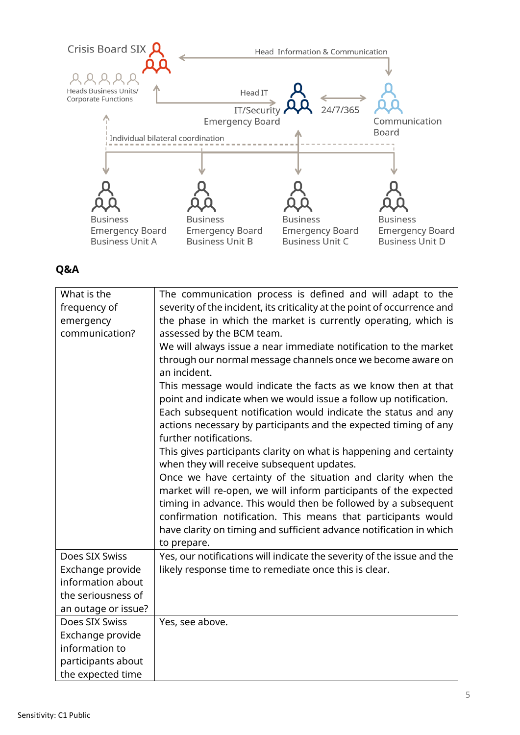Crisis Board SIX

Heads Business Units/
Corporate Functions

Head Information & Communication

Head IT

IT/Security
Emergency Board

24/7/365

Communication
Board

Individual bilateral coordination

Business
Emergency Board
Business Unit A

Business
Emergency Board
Business Unit B

Business
Emergency Board
Business Unit C

Business
Emergency Board
Business Unit D

## Q&A

| | |
|---|---|
| What is the frequency of emergency communication? | The communication process is defined and will adapt to the severity of the incident, its criticality at the point of occurrence and the phase in which the market is currently operating, which is assessed by the BCM team.<br>We will always issue a near immediate notification to the market through our normal message channels once we become aware on an incident.<br>This message would indicate the facts as we know then at that point and indicate when we would issue a follow up notification. Each subsequent notification would indicate the status and any actions necessary by participants and the expected timing of any further notifications.<br>This gives participants clarity on what is happening and certainty when they will receive subsequent updates.<br>Once we have certainty of the situation and clarity when the market will re-open, we will inform participants of the expected timing in advance. This would then be followed by a subsequent confirmation notification. This means that participants would have clarity on timing and sufficient advance notification in which to prepare. |
| Does SIX Swiss Exchange provide information about the seriousness of an outage or issue? | Yes, our notifications will indicate the severity of the issue and the likely response time to remediate once this is clear. |
| Does SIX Swiss Exchange provide information to participants about the expected time | Yes, see above. |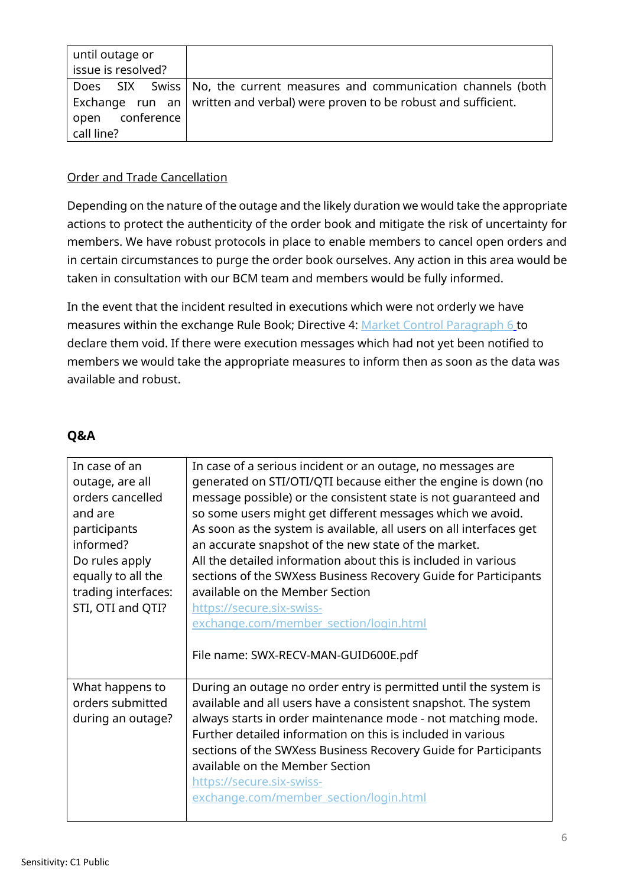| | |
|---|---|
| until outage or issue is resolved? | |
| Does SIX Swiss Exchange run an open conference call line? | No, the current measures and communication channels (both written and verbal) were proven to be robust and sufficient. |

Order and Trade Cancellation

Depending on the nature of the outage and the likely duration we would take the appropriate actions to protect the authenticity of the order book and mitigate the risk of uncertainty for members. We have robust protocols in place to enable members to cancel open orders and in certain circumstances to purge the order book ourselves. Any action in this area would be taken in consultation with our BCM team and members would be fully informed.

In the event that the incident resulted in executions which were not orderly we have measures within the exchange Rule Book; Directive 4: Market Control Paragraph 6 to declare them void. If there were execution messages which had not yet been notified to members we would take the appropriate measures to inform then as soon as the data was available and robust.

## Q&A

| | |
|---|---|
| In case of an outage, are all orders cancelled and are participants informed?<br>Do rules apply equally to all the trading interfaces: STI, OTI and QTI? | In case of a serious incident or an outage, no messages are generated on STI/OTI/QTI because either the engine is down (no message possible) or the consistent state is not guaranteed and so some users might get different messages which we avoid.<br>As soon as the system is available, all users on all interfaces get an accurate snapshot of the new state of the market.<br>All the detailed information about this is included in various sections of the SWXess Business Recovery Guide for Participants available on the Member Section<br>https://secure.six-swiss-exchange.com/member_section/login.html<br><br>File name: SWX-RECV-MAN-GUID600E.pdf |
| What happens to orders submitted during an outage? | During an outage no order entry is permitted until the system is available and all users have a consistent snapshot. The system always starts in order maintenance mode - not matching mode. Further detailed information on this is included in various sections of the SWXess Business Recovery Guide for Participants available on the Member Section<br>https://secure.six-swiss-exchange.com/member_section/login.html |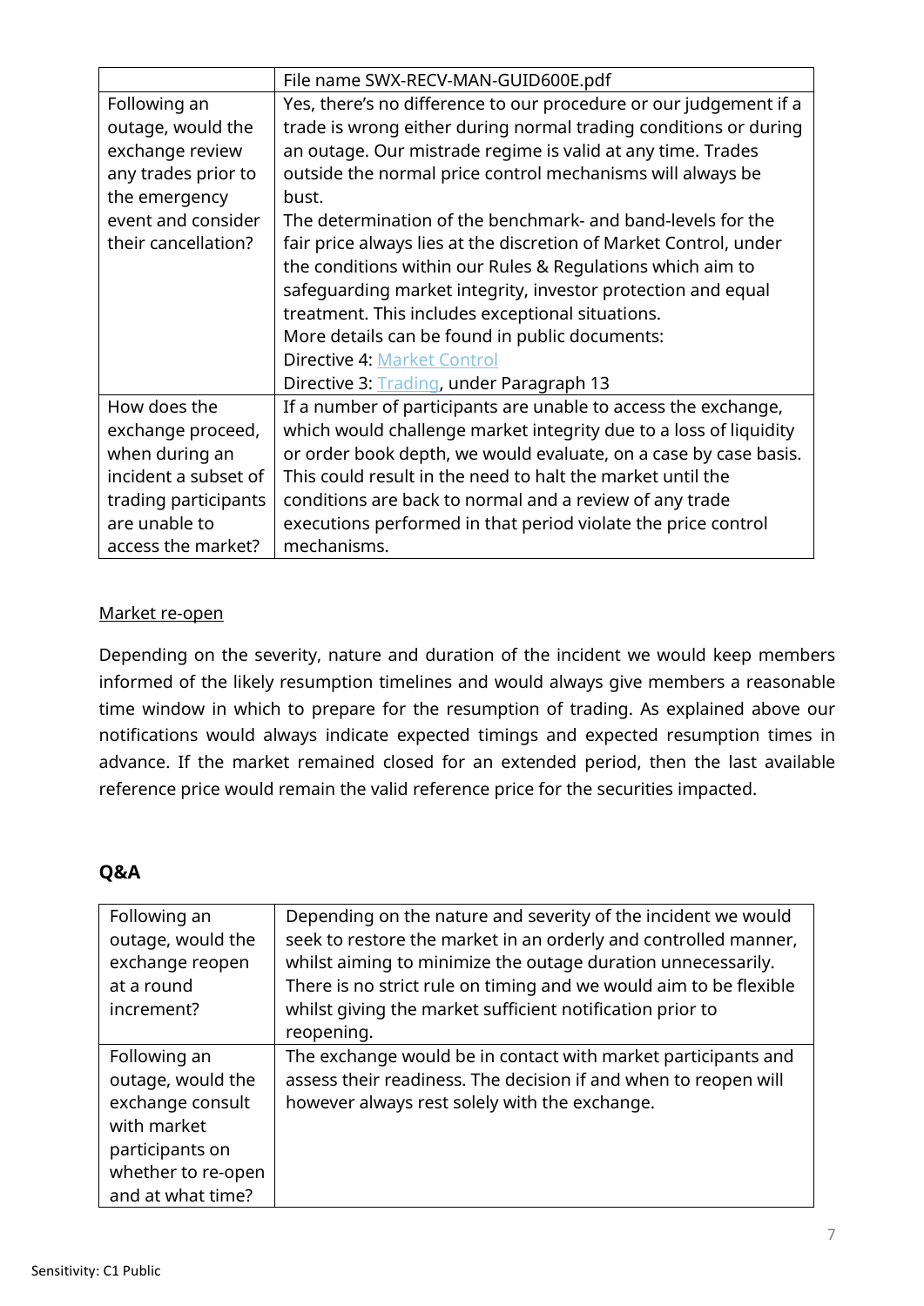| | File name SWX-RECV-MAN-GUID600E.pdf |
|---|---|
| Following an outage, would the exchange review any trades prior to the emergency event and consider their cancellation? | Yes, there's no difference to our procedure or our judgement if a trade is wrong either during normal trading conditions or during an outage. Our mistrade regime is valid at any time. Trades outside the normal price control mechanisms will always be bust.<br>The determination of the benchmark- and band-levels for the fair price always lies at the discretion of Market Control, under the conditions within our Rules & Regulations which aim to safeguarding market integrity, investor protection and equal treatment. This includes exceptional situations.<br>More details can be found in public documents:<br>Directive 4: Market Control<br>Directive 3: Trading, under Paragraph 13 |
| How does the exchange proceed, when during an incident a subset of trading participants are unable to access the market? | If a number of participants are unable to access the exchange, which would challenge market integrity due to a loss of liquidity or order book depth, we would evaluate, on a case by case basis. This could result in the need to halt the market until the conditions are back to normal and a review of any trade executions performed in that period violate the price control mechanisms. |

Market re-open

Depending on the severity, nature and duration of the incident we would keep members informed of the likely resumption timelines and would always give members a reasonable time window in which to prepare for the resumption of trading. As explained above our notifications would always indicate expected timings and expected resumption times in advance. If the market remained closed for an extended period, then the last available reference price would remain the valid reference price for the securities impacted.

## Q&A

| | |
|---|---|
| Following an outage, would the exchange reopen at a round increment? | Depending on the nature and severity of the incident we would seek to restore the market in an orderly and controlled manner, whilst aiming to minimize the outage duration unnecessarily. There is no strict rule on timing and we would aim to be flexible whilst giving the market sufficient notification prior to reopening. |
| Following an outage, would the exchange consult with market participants on whether to re-open and at what time? | The exchange would be in contact with market participants and assess their readiness. The decision if and when to reopen will however always rest solely with the exchange. |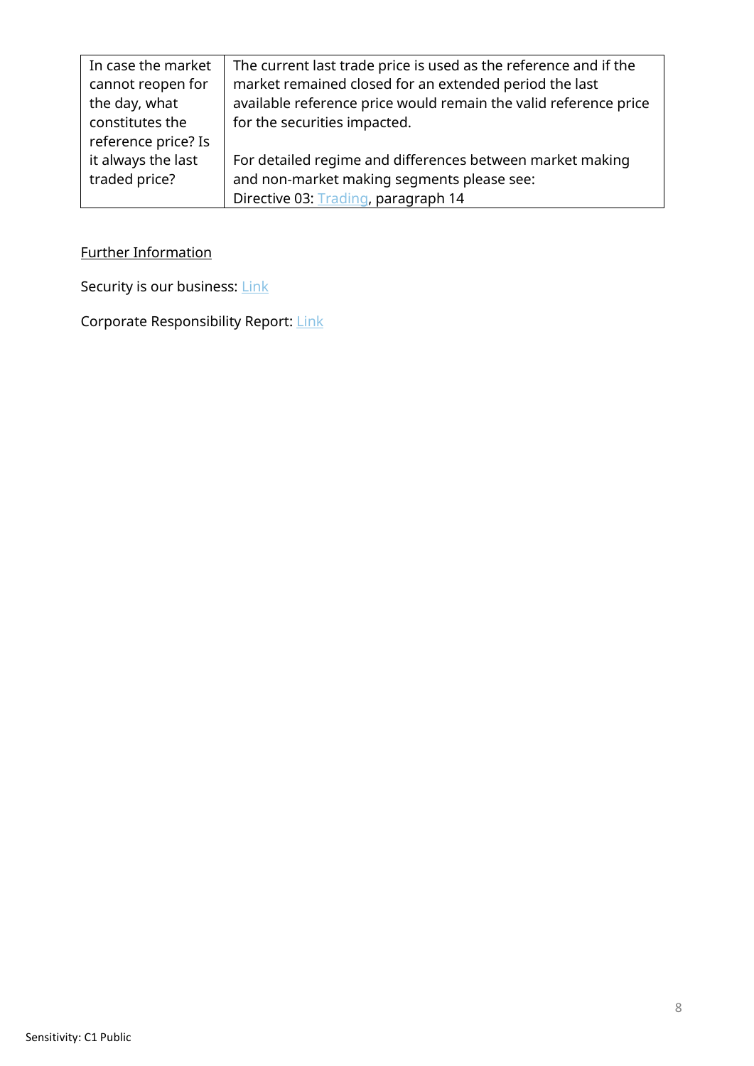| In case the market cannot reopen for the day, what constitutes the reference price? Is it always the last traded price? | The current last trade price is used as the reference and if the market remained closed for an extended period the last available reference price would remain the valid reference price for the securities impacted.<br><br>For detailed regime and differences between market making and non-market making segments please see:<br>Directive 03: Trading, paragraph 14 |
|---|---|

Further Information

Security is our business: Link

Corporate Responsibility Report: Link

Sensitivity: C1 Public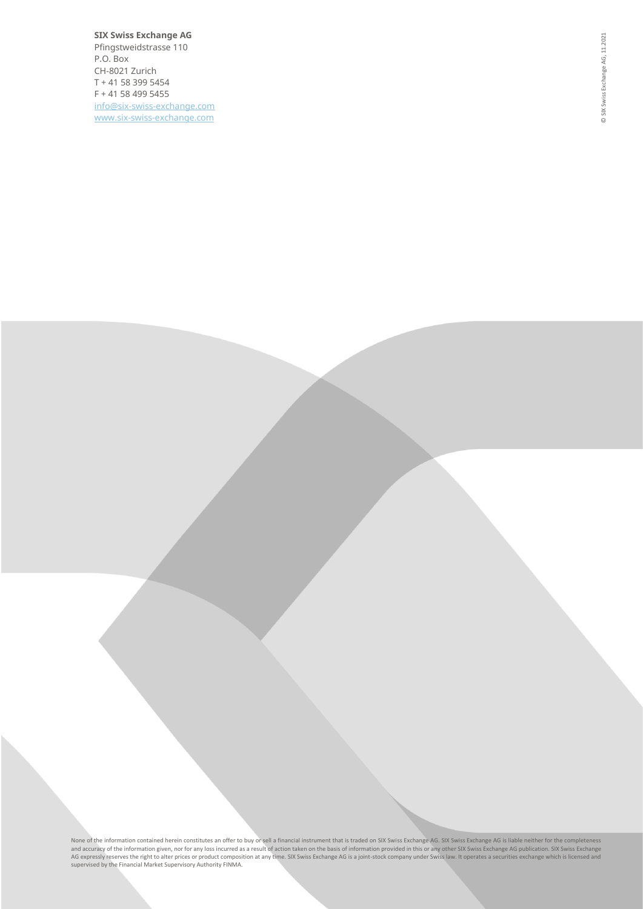**SIX Swiss Exchange AG**
Pfingstweidstrasse 110
P.O. Box
CH-8021 Zurich
T + 41 58 399 5454
F + 41 58 499 5455
info@six-swiss-exchange.com
www.six-swiss-exchange.com

© SIX Swiss Exchange AG, 11.2021

None of the information contained herein constitutes an offer to buy or sell a financial instrument that is traded on SIX Swiss Exchange AG. SIX Swiss Exchange AG is liable neither for the completeness and accuracy of the information given, nor for any loss incurred as a result of action taken on the basis of information provided in this or any other SIX Swiss Exchange AG publication. SIX Swiss Exchange AG expressly reserves the right to alter prices or product composition at any time. SIX Swiss Exchange AG is a joint-stock company under Swiss law. It operates a securities exchange which is licensed and supervised by the Financial Market Supervisory Authority FINMA.